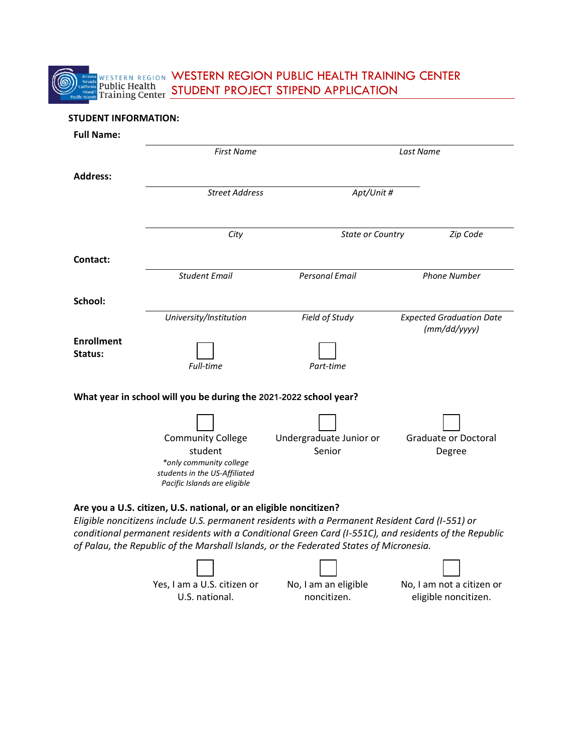# WESTERN REGION PUBLIC HEALTH TRAINING CENTER
# STUDENT PROJECT STIPEND APPLICATION

**STUDENT INFORMATION:**

**Full Name:**

| | |
|---|---|
| *First Name* | *Last Name* |

**Address:**

| | |
|---|---|
| *Street Address* | *Apt/Unit #* |

| | | |
|---|---|---|
| *City* | *State or Country* | *Zip Code* |

**Contact:**

| | | |
|---|---|---|
| *Student Email* | *Personal Email* | *Phone Number* |

**School:**

| | | |
|---|---|---|
| *University/Institution* | *Field of Study* | *Expected Graduation Date (mm/dd/yyyy)* |

**Enrollment Status:**

☐ *Full-time*

☐ *Part-time*

**What year in school will you be during the 2021-2022 school year?**

☐ Community College student
*\*only community college students in the US-Affiliated Pacific Islands are eligible*

☐ Undergraduate Junior or Senior

☐ Graduate or Doctoral Degree

**Are you a U.S. citizen, U.S. national, or an eligible noncitizen?**

*Eligible noncitizens include U.S. permanent residents with a Permanent Resident Card (I-551) or conditional permanent residents with a Conditional Green Card (I-551C), and residents of the Republic of Palau, the Republic of the Marshall Islands, or the Federated States of Micronesia.*

☐ Yes, I am a U.S. citizen or U.S. national.

☐ No, I am an eligible noncitizen.

☐ No, I am not a citizen or eligible noncitizen.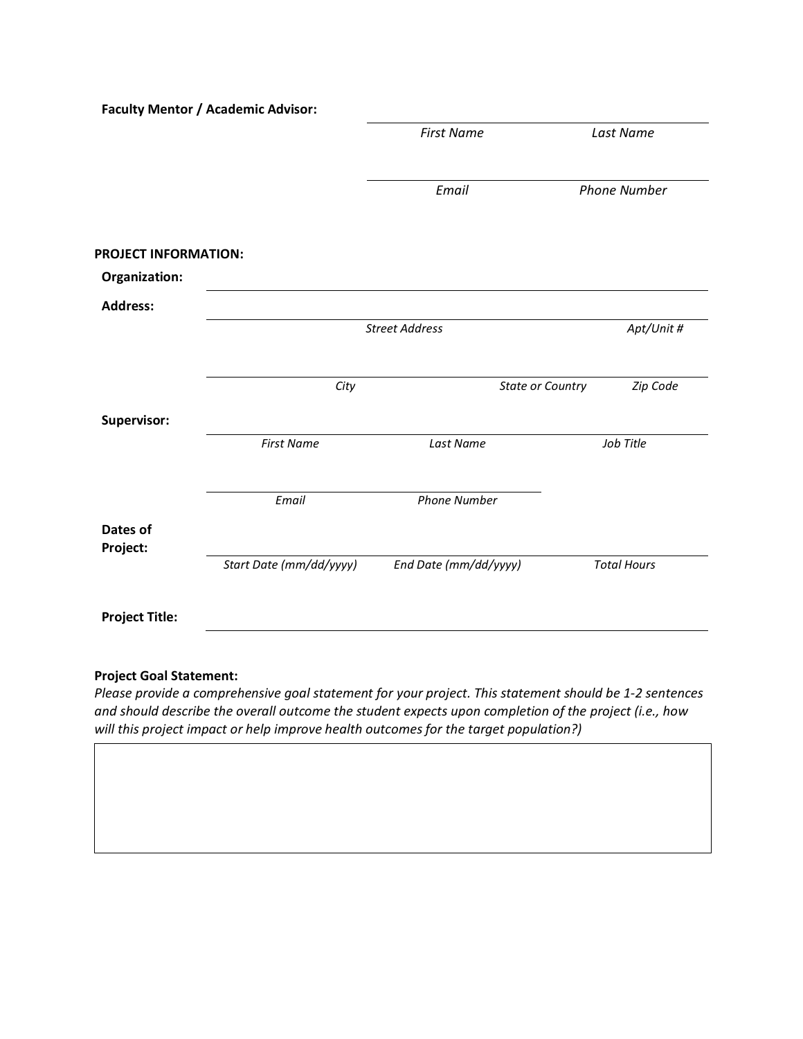**Faculty Mentor / Academic Advisor:**

| | |
|---|---|
| *First Name* | *Last Name* |
| *Email* | *Phone Number* |

**PROJECT INFORMATION:**

**Organization:**

**Address:**

| | | |
|---|---|---|
| *Street Address* | | *Apt/Unit #* |
| *City* | *State or Country* | *Zip Code* |

**Supervisor:**

| | | |
|---|---|---|
| *First Name* | *Last Name* | *Job Title* |
| *Email* | *Phone Number* | |

**Dates of Project:**

| | | |
|---|---|---|
| *Start Date (mm/dd/yyyy)* | *End Date (mm/dd/yyyy)* | *Total Hours* |

**Project Title:**

**Project Goal Statement:**

*Please provide a comprehensive goal statement for your project. This statement should be 1-2 sentences and should describe the overall outcome the student expects upon completion of the project (i.e., how will this project impact or help improve health outcomes for the target population?)*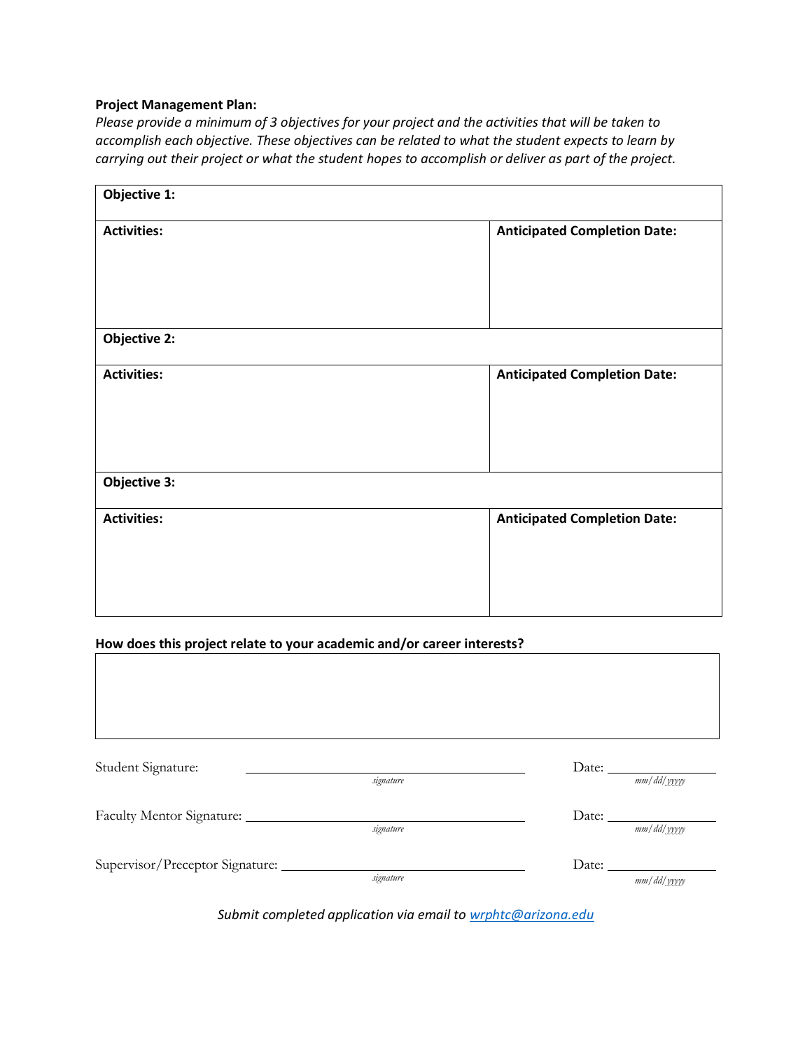**Project Management Plan:**

*Please provide a minimum of 3 objectives for your project and the activities that will be taken to accomplish each objective. These objectives can be related to what the student expects to learn by carrying out their project or what the student hopes to accomplish or deliver as part of the project.*

| | |
|---|---|
| **Objective 1:** | |
| **Activities:** | **Anticipated Completion Date:** |
| **Objective 2:** | |
| **Activities:** | **Anticipated Completion Date:** |
| **Objective 3:** | |
| **Activities:** | **Anticipated Completion Date:** |

**How does this project relate to your academic and/or career interests?**

| |
|---|
| |

Student Signature: ____________________ Date: __________
*signature* *mm/dd/yyyy*

Faculty Mentor Signature: ____________________ Date: __________
*signature* *mm/dd/yyyy*

Supervisor/Preceptor Signature: ____________________ Date: __________
*signature* *mm/dd/yyyy*

*Submit completed application via email to wrphtc@arizona.edu*